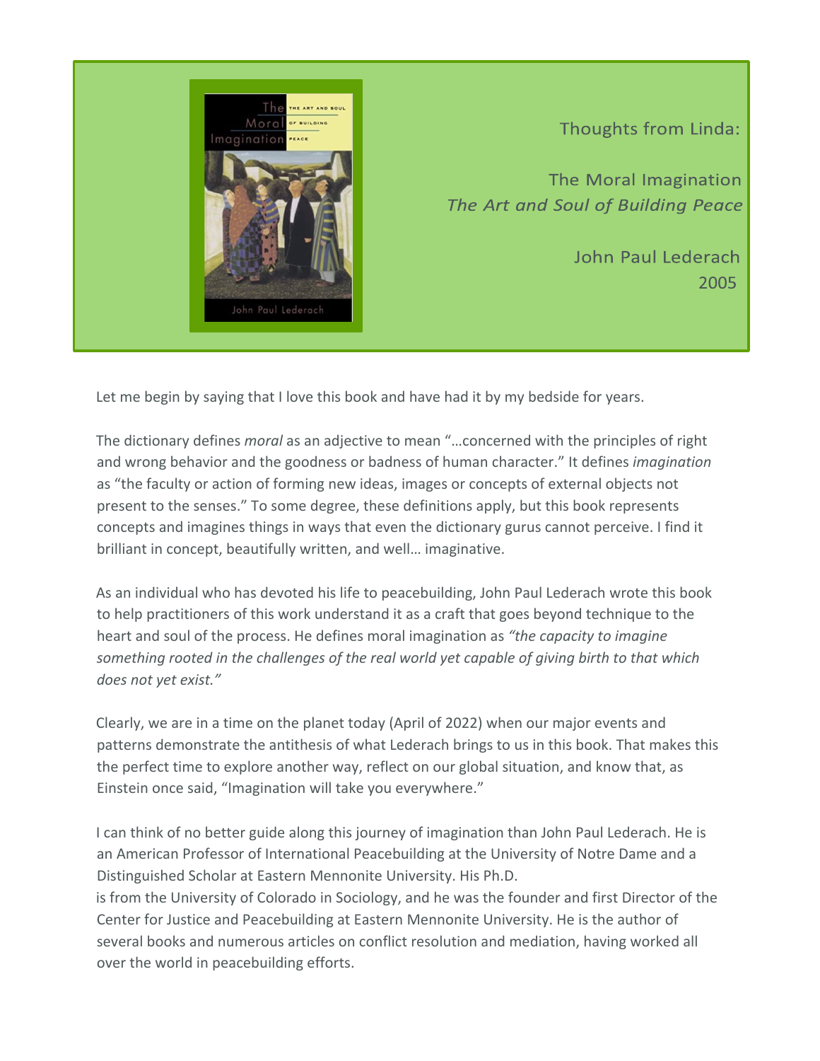Thoughts from Linda:

# The Moral Imagination
## *The Art and Soul of Building Peace*

John Paul Lederach
2005

Let me begin by saying that I love this book and have had it by my bedside for years.

The dictionary defines *moral* as an adjective to mean "…concerned with the principles of right and wrong behavior and the goodness or badness of human character." It defines *imagination* as "the faculty or action of forming new ideas, images or concepts of external objects not present to the senses." To some degree, these definitions apply, but this book represents concepts and imagines things in ways that even the dictionary gurus cannot perceive. I find it brilliant in concept, beautifully written, and well… imaginative.

As an individual who has devoted his life to peacebuilding, John Paul Lederach wrote this book to help practitioners of this work understand it as a craft that goes beyond technique to the heart and soul of the process. He defines moral imagination as *"the capacity to imagine something rooted in the challenges of the real world yet capable of giving birth to that which does not yet exist."*

Clearly, we are in a time on the planet today (April of 2022) when our major events and patterns demonstrate the antithesis of what Lederach brings to us in this book. That makes this the perfect time to explore another way, reflect on our global situation, and know that, as Einstein once said, "Imagination will take you everywhere."

I can think of no better guide along this journey of imagination than John Paul Lederach. He is an American Professor of International Peacebuilding at the University of Notre Dame and a Distinguished Scholar at Eastern Mennonite University. His Ph.D. is from the University of Colorado in Sociology, and he was the founder and first Director of the Center for Justice and Peacebuilding at Eastern Mennonite University. He is the author of several books and numerous articles on conflict resolution and mediation, having worked all over the world in peacebuilding efforts.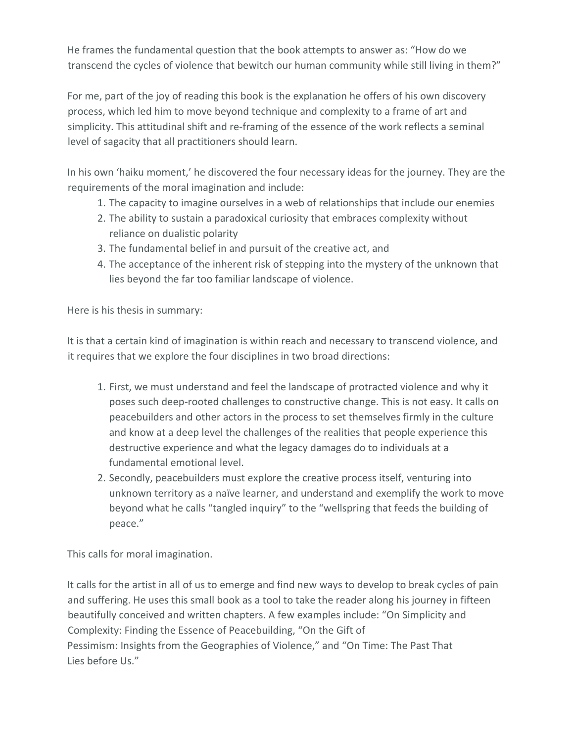He frames the fundamental question that the book attempts to answer as: "How do we transcend the cycles of violence that bewitch our human community while still living in them?"

For me, part of the joy of reading this book is the explanation he offers of his own discovery process, which led him to move beyond technique and complexity to a frame of art and simplicity. This attitudinal shift and re-framing of the essence of the work reflects a seminal level of sagacity that all practitioners should learn.

In his own 'haiku moment,' he discovered the four necessary ideas for the journey. They are the requirements of the moral imagination and include:

1. The capacity to imagine ourselves in a web of relationships that include our enemies
2. The ability to sustain a paradoxical curiosity that embraces complexity without reliance on dualistic polarity
3. The fundamental belief in and pursuit of the creative act, and
4. The acceptance of the inherent risk of stepping into the mystery of the unknown that lies beyond the far too familiar landscape of violence.

Here is his thesis in summary:

It is that a certain kind of imagination is within reach and necessary to transcend violence, and it requires that we explore the four disciplines in two broad directions:

1. First, we must understand and feel the landscape of protracted violence and why it poses such deep-rooted challenges to constructive change. This is not easy. It calls on peacebuilders and other actors in the process to set themselves firmly in the culture and know at a deep level the challenges of the realities that people experience this destructive experience and what the legacy damages do to individuals at a fundamental emotional level.
2. Secondly, peacebuilders must explore the creative process itself, venturing into unknown territory as a naïve learner, and understand and exemplify the work to move beyond what he calls "tangled inquiry" to the "wellspring that feeds the building of peace."

This calls for moral imagination.

It calls for the artist in all of us to emerge and find new ways to develop to break cycles of pain and suffering. He uses this small book as a tool to take the reader along his journey in fifteen beautifully conceived and written chapters. A few examples include: "On Simplicity and Complexity: Finding the Essence of Peacebuilding, "On the Gift of Pessimism: Insights from the Geographies of Violence," and "On Time: The Past That Lies before Us."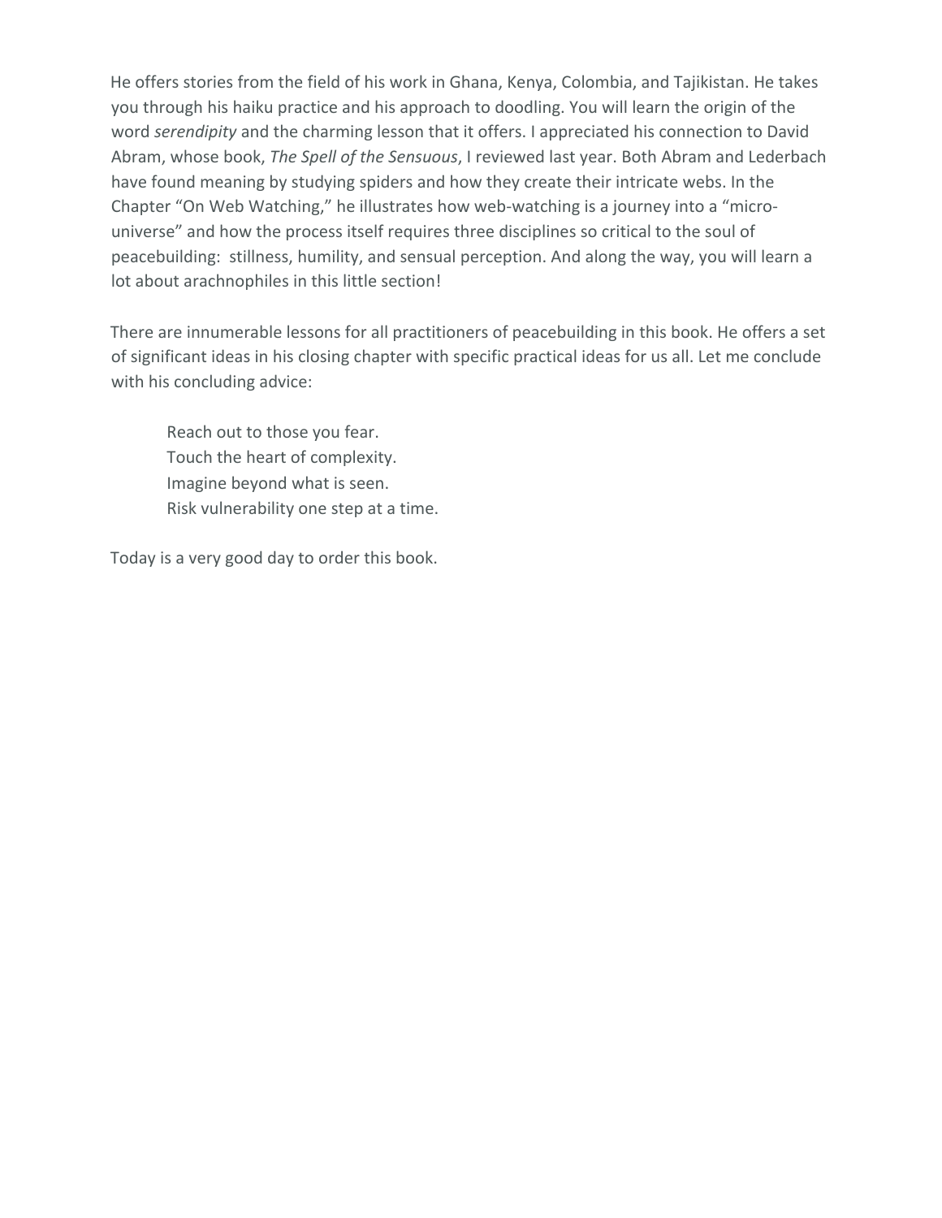He offers stories from the field of his work in Ghana, Kenya, Colombia, and Tajikistan. He takes you through his haiku practice and his approach to doodling. You will learn the origin of the word *serendipity* and the charming lesson that it offers. I appreciated his connection to David Abram, whose book, *The Spell of the Sensuous*, I reviewed last year. Both Abram and Lederbach have found meaning by studying spiders and how they create their intricate webs. In the Chapter "On Web Watching," he illustrates how web-watching is a journey into a "micro-universe" and how the process itself requires three disciplines so critical to the soul of peacebuilding: stillness, humility, and sensual perception. And along the way, you will learn a lot about arachnophiles in this little section!

There are innumerable lessons for all practitioners of peacebuilding in this book. He offers a set of significant ideas in his closing chapter with specific practical ideas for us all. Let me conclude with his concluding advice:

> Reach out to those you fear.
> Touch the heart of complexity.
> Imagine beyond what is seen.
> Risk vulnerability one step at a time.

Today is a very good day to order this book.